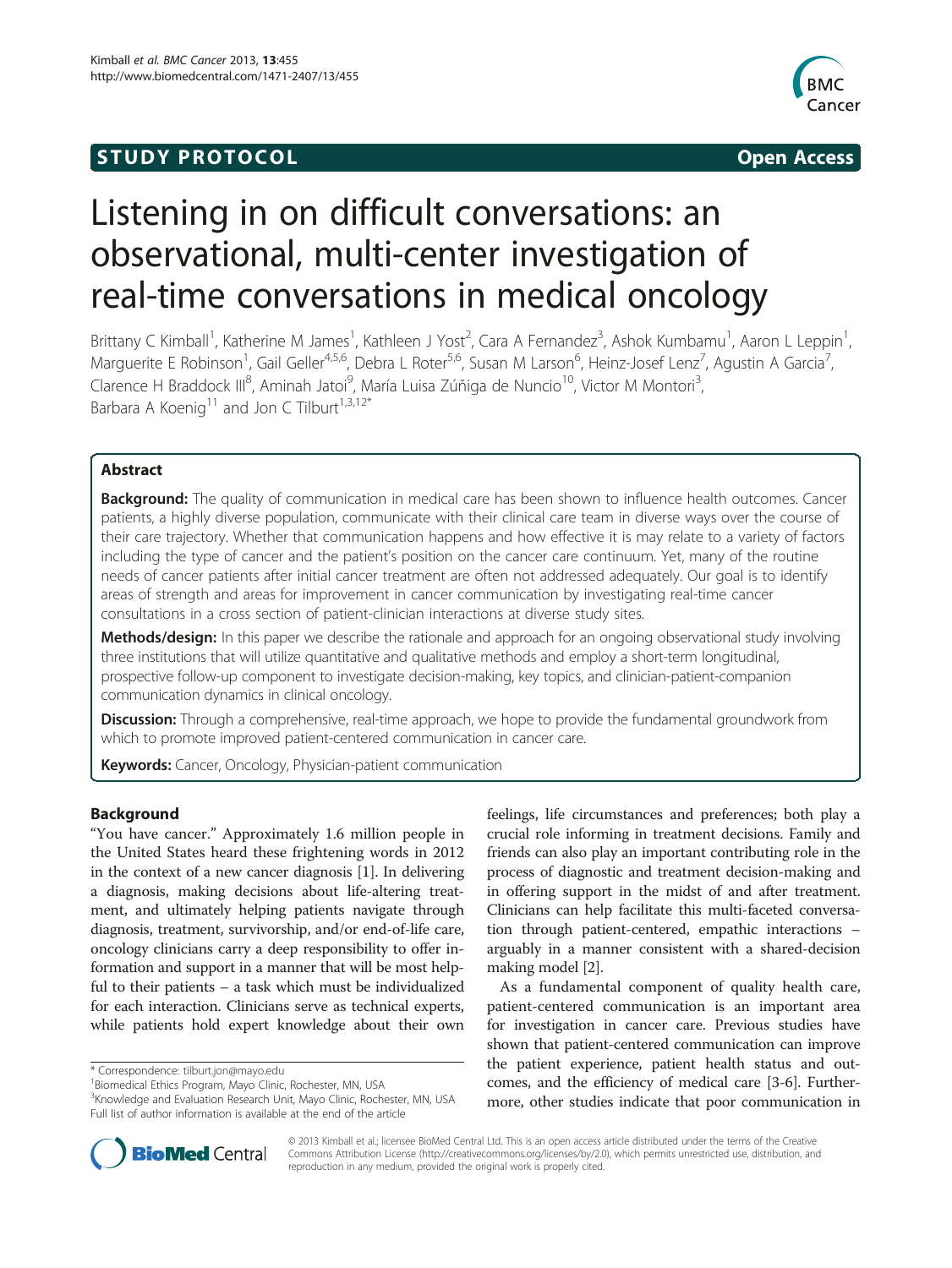STUDY PROTOCOL **Open Access**

# Listening in on difficult conversations: an observational, multi-center investigation of real-time conversations in medical oncology

Brittany C Kimball[1], Katherine M James[1], Kathleen J Yost[2], Cara A Fernandez[3], Ashok Kumbamu[1], Aaron L Leppin[1], Marguerite E Robinson[1], Gail Geller[4,5,6], Debra L Roter[5,6], Susan M Larson[6], Heinz-Josef Lenz[7], Agustin A Garcia[7], Clarence H Braddock III[8], Aminah Jatoi[9], María Luisa Zúñiga de Nuncio[10], Victor M Montori[3], Barbara A Koenig[11] and Jon C Tilburt[1,3,12*]

## Abstract

**Background:** The quality of communication in medical care has been shown to influence health outcomes. Cancer patients, a highly diverse population, communicate with their clinical care team in diverse ways over the course of their care trajectory. Whether that communication happens and how effective it is may relate to a variety of factors including the type of cancer and the patient's position on the cancer care continuum. Yet, many of the routine needs of cancer patients after initial cancer treatment are often not addressed adequately. Our goal is to identify areas of strength and areas for improvement in cancer communication by investigating real-time cancer consultations in a cross section of patient-clinician interactions at diverse study sites.

**Methods/design:** In this paper we describe the rationale and approach for an ongoing observational study involving three institutions that will utilize quantitative and qualitative methods and employ a short-term longitudinal, prospective follow-up component to investigate decision-making, key topics, and clinician-patient-companion communication dynamics in clinical oncology.

**Discussion:** Through a comprehensive, real-time approach, we hope to provide the fundamental groundwork from which to promote improved patient-centered communication in cancer care.

**Keywords:** Cancer, Oncology, Physician-patient communication

## Background

"You have cancer." Approximately 1.6 million people in the United States heard these frightening words in 2012 in the context of a new cancer diagnosis [1]. In delivering a diagnosis, making decisions about life-altering treatment, and ultimately helping patients navigate through diagnosis, treatment, survivorship, and/or end-of-life care, oncology clinicians carry a deep responsibility to offer information and support in a manner that will be most helpful to their patients – a task which must be individualized for each interaction. Clinicians serve as technical experts, while patients hold expert knowledge about their own feelings, life circumstances and preferences; both play a crucial role informing in treatment decisions. Family and friends can also play an important contributing role in the process of diagnostic and treatment decision-making and in offering support in the midst of and after treatment. Clinicians can help facilitate this multi-faceted conversation through patient-centered, empathic interactions – arguably in a manner consistent with a shared-decision making model [2].

As a fundamental component of quality health care, patient-centered communication is an important area for investigation in cancer care. Previous studies have shown that patient-centered communication can improve the patient experience, patient health status and outcomes, and the efficiency of medical care [3-6]. Furthermore, other studies indicate that poor communication in

\* Correspondence: tilburt.jon@mayo.edu
[1]Biomedical Ethics Program, Mayo Clinic, Rochester, MN, USA
[3]Knowledge and Evaluation Research Unit, Mayo Clinic, Rochester, MN, USA
Full list of author information is available at the end of the article

© 2013 Kimball et al.; licensee BioMed Central Ltd. This is an open access article distributed under the terms of the Creative Commons Attribution License (http://creativecommons.org/licenses/by/2.0), which permits unrestricted use, distribution, and reproduction in any medium, provided the original work is properly cited.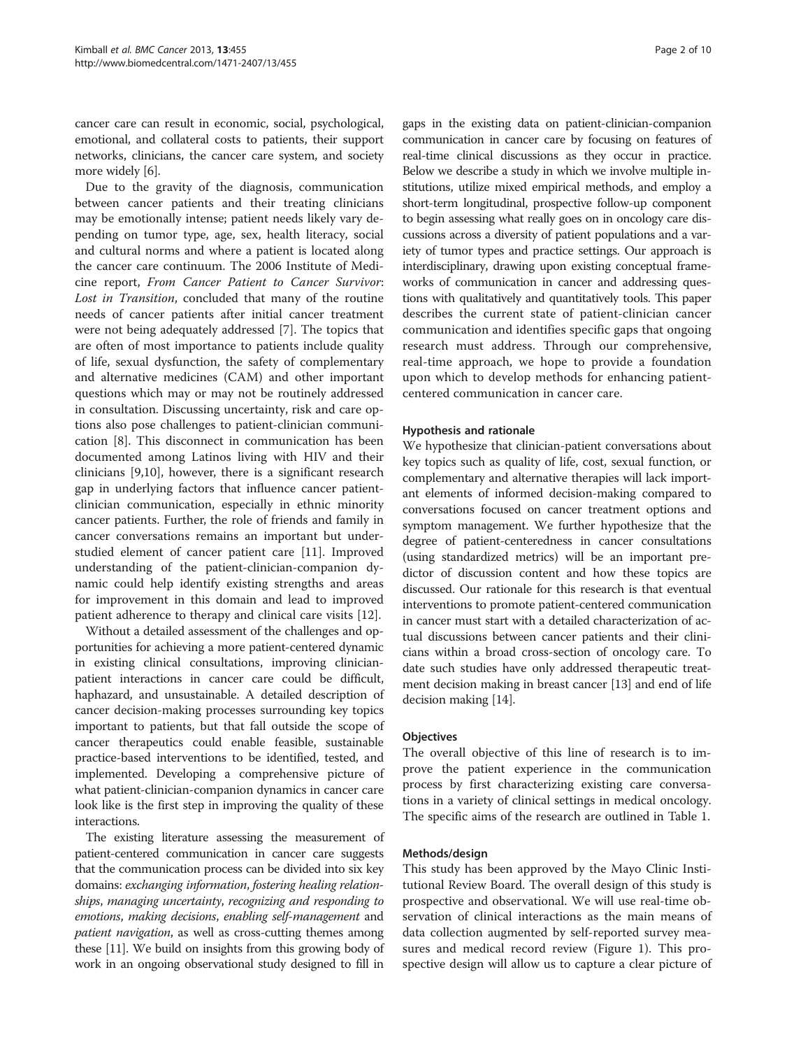cancer care can result in economic, social, psychological, emotional, and collateral costs to patients, their support networks, clinicians, the cancer care system, and society more widely [6].

Due to the gravity of the diagnosis, communication between cancer patients and their treating clinicians may be emotionally intense; patient needs likely vary depending on tumor type, age, sex, health literacy, social and cultural norms and where a patient is located along the cancer care continuum. The 2006 Institute of Medicine report, *From Cancer Patient to Cancer Survivor: Lost in Transition*, concluded that many of the routine needs of cancer patients after initial cancer treatment were not being adequately addressed [7]. The topics that are often of most importance to patients include quality of life, sexual dysfunction, the safety of complementary and alternative medicines (CAM) and other important questions which may or may not be routinely addressed in consultation. Discussing uncertainty, risk and care options also pose challenges to patient-clinician communication [8]. This disconnect in communication has been documented among Latinos living with HIV and their clinicians [9,10], however, there is a significant research gap in underlying factors that influence cancer patient-clinician communication, especially in ethnic minority cancer patients. Further, the role of friends and family in cancer conversations remains an important but understudied element of cancer patient care [11]. Improved understanding of the patient-clinician-companion dynamic could help identify existing strengths and areas for improvement in this domain and lead to improved patient adherence to therapy and clinical care visits [12].

Without a detailed assessment of the challenges and opportunities for achieving a more patient-centered dynamic in existing clinical consultations, improving clinician-patient interactions in cancer care could be difficult, haphazard, and unsustainable. A detailed description of cancer decision-making processes surrounding key topics important to patients, but that fall outside the scope of cancer therapeutics could enable feasible, sustainable practice-based interventions to be identified, tested, and implemented. Developing a comprehensive picture of what patient-clinician-companion dynamics in cancer care look like is the first step in improving the quality of these interactions.

The existing literature assessing the measurement of patient-centered communication in cancer care suggests that the communication process can be divided into six key domains: *exchanging information*, *fostering healing relationships*, *managing uncertainty*, *recognizing and responding to emotions*, *making decisions*, *enabling self-management* and *patient navigation*, as well as cross-cutting themes among these [11]. We build on insights from this growing body of work in an ongoing observational study designed to fill in gaps in the existing data on patient-clinician-companion communication in cancer care by focusing on features of real-time clinical discussions as they occur in practice. Below we describe a study in which we involve multiple institutions, utilize mixed empirical methods, and employ a short-term longitudinal, prospective follow-up component to begin assessing what really goes on in oncology care discussions across a diversity of patient populations and a variety of tumor types and practice settings. Our approach is interdisciplinary, drawing upon existing conceptual frameworks of communication in cancer and addressing questions with qualitatively and quantitatively tools. This paper describes the current state of patient-clinician cancer communication and identifies specific gaps that ongoing research must address. Through our comprehensive, real-time approach, we hope to provide a foundation upon which to develop methods for enhancing patient-centered communication in cancer care.

### Hypothesis and rationale

We hypothesize that clinician-patient conversations about key topics such as quality of life, cost, sexual function, or complementary and alternative therapies will lack important elements of informed decision-making compared to conversations focused on cancer treatment options and symptom management. We further hypothesize that the degree of patient-centeredness in cancer consultations (using standardized metrics) will be an important predictor of discussion content and how these topics are discussed. Our rationale for this research is that eventual interventions to promote patient-centered communication in cancer must start with a detailed characterization of actual discussions between cancer patients and their clinicians within a broad cross-section of oncology care. To date such studies have only addressed therapeutic treatment decision making in breast cancer [13] and end of life decision making [14].

### Objectives

The overall objective of this line of research is to improve the patient experience in the communication process by first characterizing existing care conversations in a variety of clinical settings in medical oncology. The specific aims of the research are outlined in Table 1.

## Methods/design

This study has been approved by the Mayo Clinic Institutional Review Board. The overall design of this study is prospective and observational. We will use real-time observation of clinical interactions as the main means of data collection augmented by self-reported survey measures and medical record review (Figure 1). This prospective design will allow us to capture a clear picture of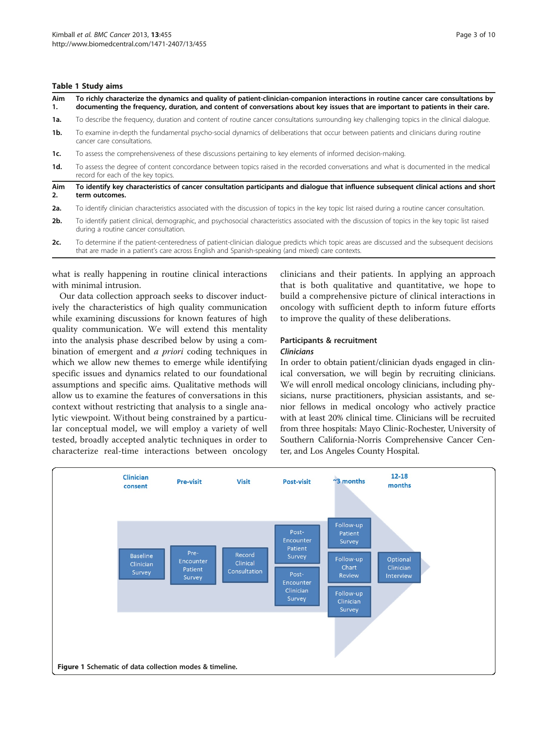**Table 1 Study aims**

| Aim | Description |
| --- | --- |
| **Aim 1.** | **To richly characterize the dynamics and quality of patient-clinician-companion interactions in routine cancer care consultations by documenting the frequency, duration, and content of conversations about key issues that are important to patients in their care.** |
| **1a.** | To describe the frequency, duration and content of routine cancer consultations surrounding key challenging topics in the clinical dialogue. |
| **1b.** | To examine in-depth the fundamental psycho-social dynamics of deliberations that occur between patients and clinicians during routine cancer care consultations. |
| **1c.** | To assess the comprehensiveness of these discussions pertaining to key elements of informed decision-making. |
| **1d.** | To assess the degree of content concordance between topics raised in the recorded conversations and what is documented in the medical record for each of the key topics. |
| **Aim 2.** | **To identify key characteristics of cancer consultation participants and dialogue that influence subsequent clinical actions and short term outcomes.** |
| **2a.** | To identify clinician characteristics associated with the discussion of topics in the key topic list raised during a routine cancer consultation. |
| **2b.** | To identify patient clinical, demographic, and psychosocial characteristics associated with the discussion of topics in the key topic list raised during a routine cancer consultation. |
| **2c.** | To determine if the patient-centeredness of patient-clinician dialogue predicts which topic areas are discussed and the subsequent decisions that are made in a patient's care across English and Spanish-speaking (and mixed) care contexts. |

what is really happening in routine clinical interactions with minimal intrusion.

Our data collection approach seeks to discover inductively the characteristics of high quality communication while examining discussions for known features of high quality communication. We will extend this mentality into the analysis phase described below by using a combination of emergent and *a priori* coding techniques in which we allow new themes to emerge while identifying specific issues and dynamics related to our foundational assumptions and specific aims. Qualitative methods will allow us to examine the features of conversations in this context without restricting that analysis to a single analytic viewpoint. Without being constrained by a particular conceptual model, we will employ a variety of well tested, broadly accepted analytic techniques in order to characterize real-time interactions between oncology clinicians and their patients. In applying an approach that is both qualitative and quantitative, we hope to build a comprehensive picture of clinical interactions in oncology with sufficient depth to inform future efforts to improve the quality of these deliberations.

## Participants & recruitment

### *Clinicians*

In order to obtain patient/clinician dyads engaged in clinical conversation, we will begin by recruiting clinicians. We will enroll medical oncology clinicians, including physicians, nurse practitioners, physician assistants, and senior fellows in medical oncology who actively practice with at least 20% clinical time. Clinicians will be recruited from three hospitals: Mayo Clinic-Rochester, University of Southern California-Norris Comprehensive Cancer Center, and Los Angeles County Hospital.

**Figure 1** Schematic of data collection modes & timeline.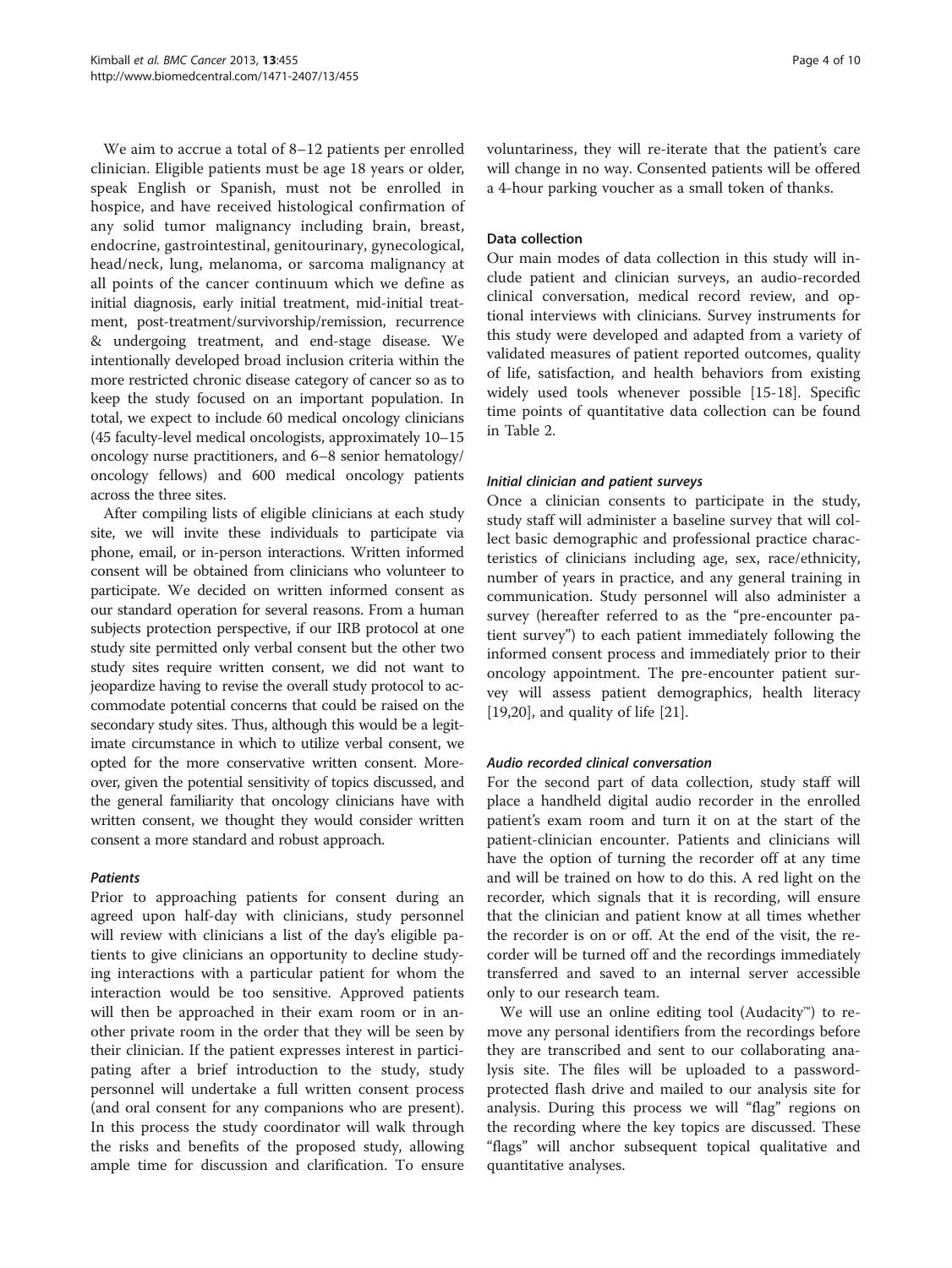We aim to accrue a total of 8–12 patients per enrolled clinician. Eligible patients must be age 18 years or older, speak English or Spanish, must not be enrolled in hospice, and have received histological confirmation of any solid tumor malignancy including brain, breast, endocrine, gastrointestinal, genitourinary, gynecological, head/neck, lung, melanoma, or sarcoma malignancy at all points of the cancer continuum which we define as initial diagnosis, early initial treatment, mid-initial treatment, post-treatment/survivorship/remission, recurrence & undergoing treatment, and end-stage disease. We intentionally developed broad inclusion criteria within the more restricted chronic disease category of cancer so as to keep the study focused on an important population. In total, we expect to include 60 medical oncology clinicians (45 faculty-level medical oncologists, approximately 10–15 oncology nurse practitioners, and 6–8 senior hematology/oncology fellows) and 600 medical oncology patients across the three sites.

After compiling lists of eligible clinicians at each study site, we will invite these individuals to participate via phone, email, or in-person interactions. Written informed consent will be obtained from clinicians who volunteer to participate. We decided on written informed consent as our standard operation for several reasons. From a human subjects protection perspective, if our IRB protocol at one study site permitted only verbal consent but the other two study sites require written consent, we did not want to jeopardize having to revise the overall study protocol to accommodate potential concerns that could be raised on the secondary study sites. Thus, although this would be a legitimate circumstance in which to utilize verbal consent, we opted for the more conservative written consent. Moreover, given the potential sensitivity of topics discussed, and the general familiarity that oncology clinicians have with written consent, we thought they would consider written consent a more standard and robust approach.

#### *Patients*

Prior to approaching patients for consent during an agreed upon half-day with clinicians, study personnel will review with clinicians a list of the day's eligible patients to give clinicians an opportunity to decline studying interactions with a particular patient for whom the interaction would be too sensitive. Approved patients will then be approached in their exam room or in another private room in the order that they will be seen by their clinician. If the patient expresses interest in participating after a brief introduction to the study, study personnel will undertake a full written consent process (and oral consent for any companions who are present). In this process the study coordinator will walk through the risks and benefits of the proposed study, allowing ample time for discussion and clarification. To ensure voluntariness, they will re-iterate that the patient's care will change in no way. Consented patients will be offered a 4-hour parking voucher as a small token of thanks.

### Data collection

Our main modes of data collection in this study will include patient and clinician surveys, an audio-recorded clinical conversation, medical record review, and optional interviews with clinicians. Survey instruments for this study were developed and adapted from a variety of validated measures of patient reported outcomes, quality of life, satisfaction, and health behaviors from existing widely used tools whenever possible [15-18]. Specific time points of quantitative data collection can be found in Table 2.

#### *Initial clinician and patient surveys*

Once a clinician consents to participate in the study, study staff will administer a baseline survey that will collect basic demographic and professional practice characteristics of clinicians including age, sex, race/ethnicity, number of years in practice, and any general training in communication. Study personnel will also administer a survey (hereafter referred to as the "pre-encounter patient survey") to each patient immediately following the informed consent process and immediately prior to their oncology appointment. The pre-encounter patient survey will assess patient demographics, health literacy [19,20], and quality of life [21].

#### *Audio recorded clinical conversation*

For the second part of data collection, study staff will place a handheld digital audio recorder in the enrolled patient's exam room and turn it on at the start of the patient-clinician encounter. Patients and clinicians will have the option of turning the recorder off at any time and will be trained on how to do this. A red light on the recorder, which signals that it is recording, will ensure that the clinician and patient know at all times whether the recorder is on or off. At the end of the visit, the recorder will be turned off and the recordings immediately transferred and saved to an internal server accessible only to our research team.

We will use an online editing tool (Audacity™) to remove any personal identifiers from the recordings before they are transcribed and sent to our collaborating analysis site. The files will be uploaded to a password-protected flash drive and mailed to our analysis site for analysis. During this process we will "flag" regions on the recording where the key topics are discussed. These "flags" will anchor subsequent topical qualitative and quantitative analyses.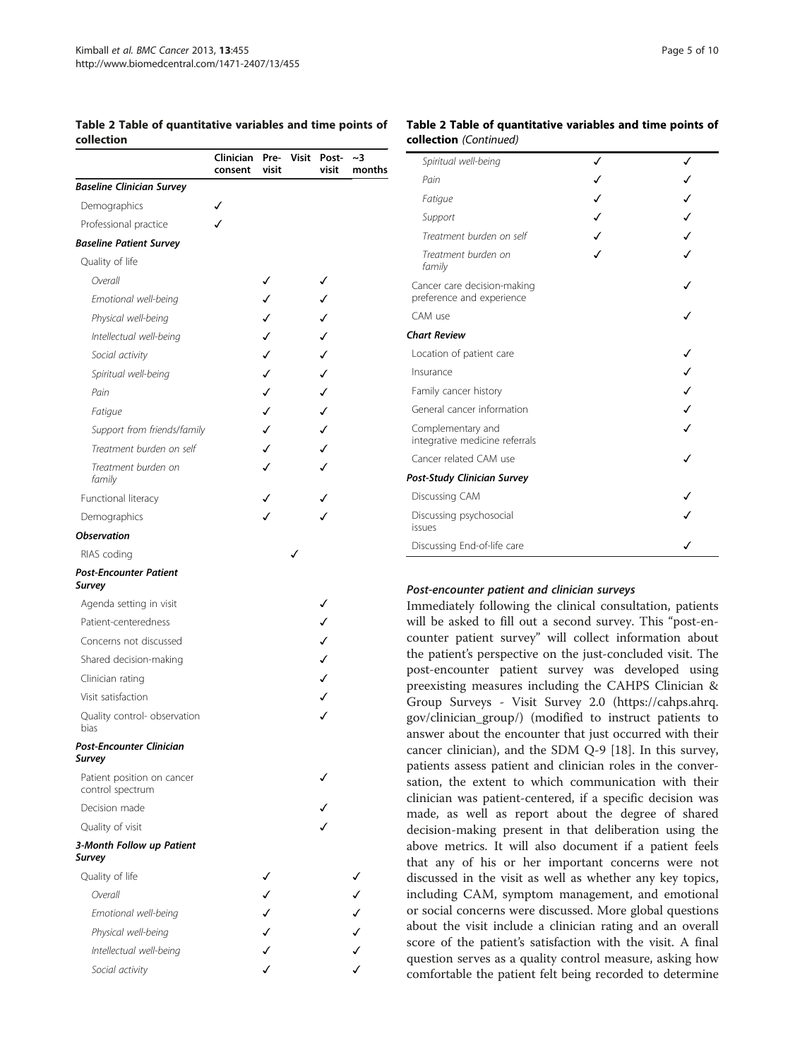**Table 2 Table of quantitative variables and time points of collection**

| | Clinician consent | Pre-visit | Visit | Post-visit | ~3 months |
|---|---|---|---|---|---|
| ***Baseline Clinician Survey*** | | | | | |
| Demographics | ✓ | | | | |
| Professional practice | ✓ | | | | |
| ***Baseline Patient Survey*** | | | | | |
| Quality of life | | | | | |
| *Overall* | | ✓ | | ✓ | |
| *Emotional well-being* | | ✓ | | ✓ | |
| *Physical well-being* | | ✓ | | ✓ | |
| *Intellectual well-being* | | ✓ | | ✓ | |
| *Social activity* | | ✓ | | ✓ | |
| *Spiritual well-being* | | ✓ | | ✓ | |
| *Pain* | | ✓ | | ✓ | |
| *Fatigue* | | ✓ | | ✓ | |
| *Support from friends/family* | | ✓ | | ✓ | |
| *Treatment burden on self* | | ✓ | | ✓ | |
| *Treatment burden on family* | | ✓ | | ✓ | |
| Functional literacy | | ✓ | | ✓ | |
| Demographics | | ✓ | | ✓ | |
| ***Observation*** | | | | | |
| RIAS coding | | | ✓ | | |
| ***Post-Encounter Patient Survey*** | | | | | |
| Agenda setting in visit | | | | ✓ | |
| Patient-centeredness | | | | ✓ | |
| Concerns not discussed | | | | ✓ | |
| Shared decision-making | | | | ✓ | |
| Clinician rating | | | | ✓ | |
| Visit satisfaction | | | | ✓ | |
| Quality control- observation bias | | | | ✓ | |
| ***Post-Encounter Clinician Survey*** | | | | | |
| Patient position on cancer control spectrum | | | | ✓ | |
| Decision made | | | | ✓ | |
| Quality of visit | | | | ✓ | |
| ***3-Month Follow up Patient Survey*** | | | | | |
| Quality of life | | ✓ | | | ✓ |
| *Overall* | | ✓ | | | ✓ |
| *Emotional well-being* | | ✓ | | | ✓ |
| *Physical well-being* | | ✓ | | | ✓ |
| *Intellectual well-being* | | ✓ | | | ✓ |
| *Social activity* | | ✓ | | | ✓ |
| *Spiritual well-being* | | ✓ | | | ✓ |
| *Pain* | | ✓ | | | ✓ |
| *Fatigue* | | ✓ | | | ✓ |
| *Support* | | ✓ | | | ✓ |
| *Treatment burden on self* | | ✓ | | | ✓ |
| *Treatment burden on family* | | ✓ | | | ✓ |
| Cancer care decision-making preference and experience | | | | | ✓ |
| CAM use | | | | | ✓ |
| ***Chart Review*** | | | | | |
| Location of patient care | | | | | ✓ |
| Insurance | | | | | ✓ |
| Family cancer history | | | | | ✓ |
| General cancer information | | | | | ✓ |
| Complementary and integrative medicine referrals | | | | | ✓ |
| Cancer related CAM use | | | | | ✓ |
| ***Post-Study Clinician Survey*** | | | | | |
| Discussing CAM | | | | | ✓ |
| Discussing psychosocial issues | | | | | ✓ |
| Discussing End-of-life care | | | | | ✓ |

#### *Post-encounter patient and clinician surveys*

Immediately following the clinical consultation, patients will be asked to fill out a second survey. This "post-encounter patient survey" will collect information about the patient's perspective on the just-concluded visit. The post-encounter patient survey was developed using preexisting measures including the CAHPS Clinician & Group Surveys - Visit Survey 2.0 (https://cahps.ahrq.gov/clinician_group/) (modified to instruct patients to answer about the encounter that just occurred with their cancer clinician), and the SDM Q-9 [18]. In this survey, patients assess patient and clinician roles in the conversation, the extent to which communication with their clinician was patient-centered, if a specific decision was made, as well as report about the degree of shared decision-making present in that deliberation using the above metrics. It will also document if a patient feels that any of his or her important concerns were not discussed in the visit as well as whether any key topics, including CAM, symptom management, and emotional or social concerns were discussed. More global questions about the visit include a clinician rating and an overall score of the patient's satisfaction with the visit. A final question serves as a quality control measure, asking how comfortable the patient felt being recorded to determine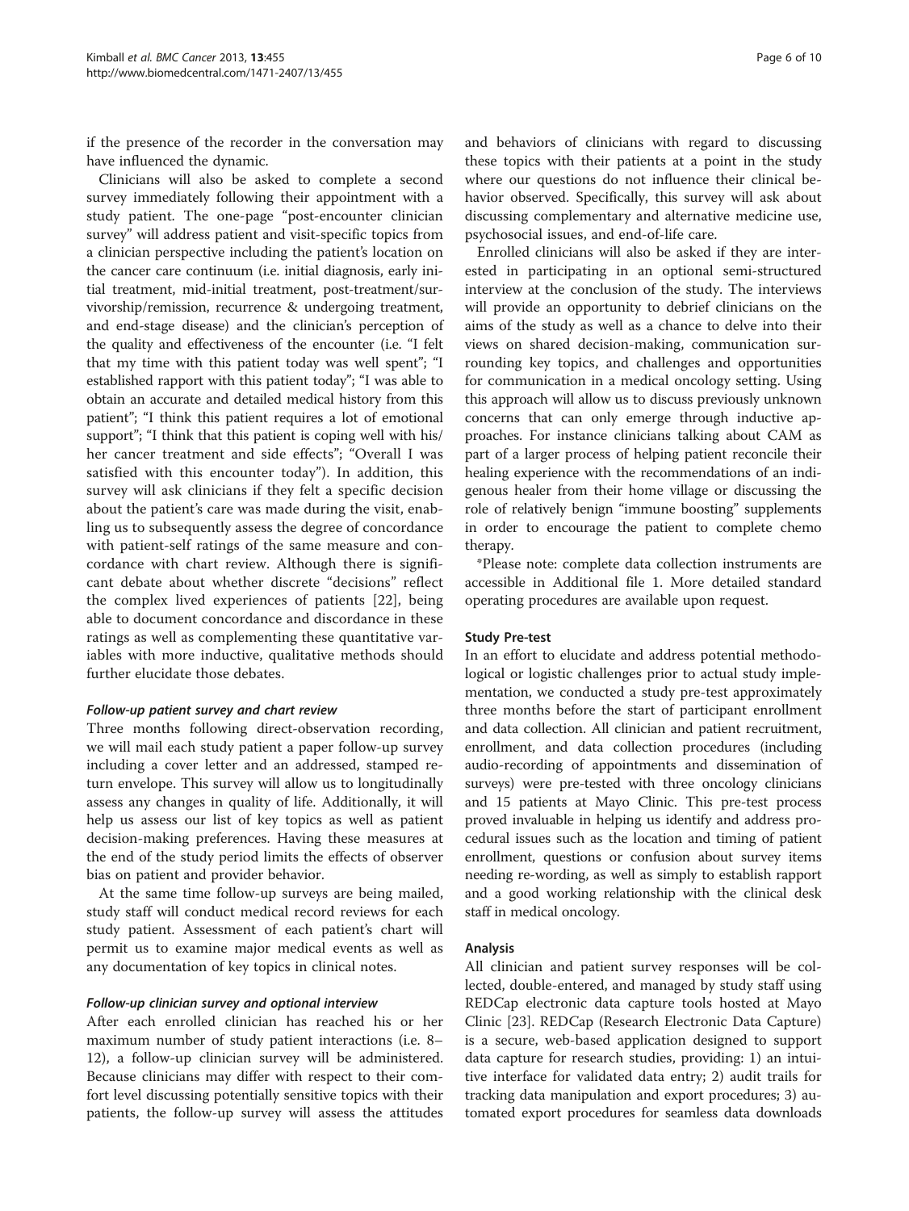if the presence of the recorder in the conversation may have influenced the dynamic.

Clinicians will also be asked to complete a second survey immediately following their appointment with a study patient. The one-page "post-encounter clinician survey" will address patient and visit-specific topics from a clinician perspective including the patient's location on the cancer care continuum (i.e. initial diagnosis, early initial treatment, mid-initial treatment, post-treatment/survivorship/remission, recurrence & undergoing treatment, and end-stage disease) and the clinician's perception of the quality and effectiveness of the encounter (i.e. "I felt that my time with this patient today was well spent"; "I established rapport with this patient today"; "I was able to obtain an accurate and detailed medical history from this patient"; "I think this patient requires a lot of emotional support"; "I think that this patient is coping well with his/her cancer treatment and side effects"; "Overall I was satisfied with this encounter today"). In addition, this survey will ask clinicians if they felt a specific decision about the patient's care was made during the visit, enabling us to subsequently assess the degree of concordance with patient-self ratings of the same measure and concordance with chart review. Although there is significant debate about whether discrete "decisions" reflect the complex lived experiences of patients [22], being able to document concordance and discordance in these ratings as well as complementing these quantitative variables with more inductive, qualitative methods should further elucidate those debates.

#### *Follow-up patient survey and chart review*

Three months following direct-observation recording, we will mail each study patient a paper follow-up survey including a cover letter and an addressed, stamped return envelope. This survey will allow us to longitudinally assess any changes in quality of life. Additionally, it will help us assess our list of key topics as well as patient decision-making preferences. Having these measures at the end of the study period limits the effects of observer bias on patient and provider behavior.

At the same time follow-up surveys are being mailed, study staff will conduct medical record reviews for each study patient. Assessment of each patient's chart will permit us to examine major medical events as well as any documentation of key topics in clinical notes.

#### *Follow-up clinician survey and optional interview*

After each enrolled clinician has reached his or her maximum number of study patient interactions (i.e. 8–12), a follow-up clinician survey will be administered. Because clinicians may differ with respect to their comfort level discussing potentially sensitive topics with their patients, the follow-up survey will assess the attitudes and behaviors of clinicians with regard to discussing these topics with their patients at a point in the study where our questions do not influence their clinical behavior observed. Specifically, this survey will ask about discussing complementary and alternative medicine use, psychosocial issues, and end-of-life care.

Enrolled clinicians will also be asked if they are interested in participating in an optional semi-structured interview at the conclusion of the study. The interviews will provide an opportunity to debrief clinicians on the aims of the study as well as a chance to delve into their views on shared decision-making, communication surrounding key topics, and challenges and opportunities for communication in a medical oncology setting. Using this approach will allow us to discuss previously unknown concerns that can only emerge through inductive approaches. For instance clinicians talking about CAM as part of a larger process of helping patient reconcile their healing experience with the recommendations of an indigenous healer from their home village or discussing the role of relatively benign "immune boosting" supplements in order to encourage the patient to complete chemo therapy.

*Please note: complete data collection instruments are accessible in Additional file 1. More detailed standard operating procedures are available upon request.

### Study Pre-test

In an effort to elucidate and address potential methodological or logistic challenges prior to actual study implementation, we conducted a study pre-test approximately three months before the start of participant enrollment and data collection. All clinician and patient recruitment, enrollment, and data collection procedures (including audio-recording of appointments and dissemination of surveys) were pre-tested with three oncology clinicians and 15 patients at Mayo Clinic. This pre-test process proved invaluable in helping us identify and address procedural issues such as the location and timing of patient enrollment, questions or confusion about survey items needing re-wording, as well as simply to establish rapport and a good working relationship with the clinical desk staff in medical oncology.

### Analysis

All clinician and patient survey responses will be collected, double-entered, and managed by study staff using REDCap electronic data capture tools hosted at Mayo Clinic [23]. REDCap (Research Electronic Data Capture) is a secure, web-based application designed to support data capture for research studies, providing: 1) an intuitive interface for validated data entry; 2) audit trails for tracking data manipulation and export procedures; 3) automated export procedures for seamless data downloads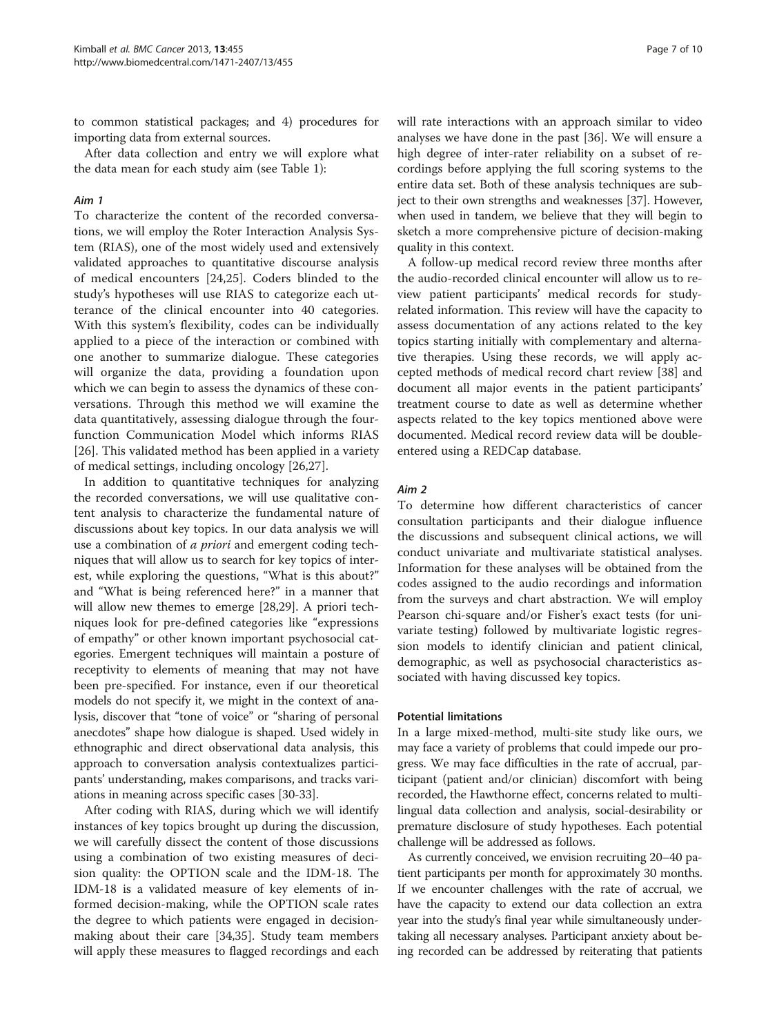to common statistical packages; and 4) procedures for importing data from external sources.

After data collection and entry we will explore what the data mean for each study aim (see Table 1):

### *Aim 1*

To characterize the content of the recorded conversations, we will employ the Roter Interaction Analysis System (RIAS), one of the most widely used and extensively validated approaches to quantitative discourse analysis of medical encounters [24,25]. Coders blinded to the study's hypotheses will use RIAS to categorize each utterance of the clinical encounter into 40 categories. With this system's flexibility, codes can be individually applied to a piece of the interaction or combined with one another to summarize dialogue. These categories will organize the data, providing a foundation upon which we can begin to assess the dynamics of these conversations. Through this method we will examine the data quantitatively, assessing dialogue through the four-function Communication Model which informs RIAS [26]. This validated method has been applied in a variety of medical settings, including oncology [26,27].

In addition to quantitative techniques for analyzing the recorded conversations, we will use qualitative content analysis to characterize the fundamental nature of discussions about key topics. In our data analysis we will use a combination of *a priori* and emergent coding techniques that will allow us to search for key topics of interest, while exploring the questions, "What is this about?" and "What is being referenced here?" in a manner that will allow new themes to emerge [28,29]. A priori techniques look for pre-defined categories like "expressions of empathy" or other known important psychosocial categories. Emergent techniques will maintain a posture of receptivity to elements of meaning that may not have been pre-specified. For instance, even if our theoretical models do not specify it, we might in the context of analysis, discover that "tone of voice" or "sharing of personal anecdotes" shape how dialogue is shaped. Used widely in ethnographic and direct observational data analysis, this approach to conversation analysis contextualizes participants' understanding, makes comparisons, and tracks variations in meaning across specific cases [30-33].

After coding with RIAS, during which we will identify instances of key topics brought up during the discussion, we will carefully dissect the content of those discussions using a combination of two existing measures of decision quality: the OPTION scale and the IDM-18. The IDM-18 is a validated measure of key elements of informed decision-making, while the OPTION scale rates the degree to which patients were engaged in decision-making about their care [34,35]. Study team members will apply these measures to flagged recordings and each will rate interactions with an approach similar to video analyses we have done in the past [36]. We will ensure a high degree of inter-rater reliability on a subset of recordings before applying the full scoring systems to the entire data set. Both of these analysis techniques are subject to their own strengths and weaknesses [37]. However, when used in tandem, we believe that they will begin to sketch a more comprehensive picture of decision-making quality in this context.

A follow-up medical record review three months after the audio-recorded clinical encounter will allow us to review patient participants' medical records for study-related information. This review will have the capacity to assess documentation of any actions related to the key topics starting initially with complementary and alternative therapies. Using these records, we will apply accepted methods of medical record chart review [38] and document all major events in the patient participants' treatment course to date as well as determine whether aspects related to the key topics mentioned above were documented. Medical record review data will be double-entered using a REDCap database.

### *Aim 2*

To determine how different characteristics of cancer consultation participants and their dialogue influence the discussions and subsequent clinical actions, we will conduct univariate and multivariate statistical analyses. Information for these analyses will be obtained from the codes assigned to the audio recordings and information from the surveys and chart abstraction. We will employ Pearson chi-square and/or Fisher's exact tests (for univariate testing) followed by multivariate logistic regression models to identify clinician and patient clinical, demographic, as well as psychosocial characteristics associated with having discussed key topics.

## Potential limitations

In a large mixed-method, multi-site study like ours, we may face a variety of problems that could impede our progress. We may face difficulties in the rate of accrual, participant (patient and/or clinician) discomfort with being recorded, the Hawthorne effect, concerns related to multilingual data collection and analysis, social-desirability or premature disclosure of study hypotheses. Each potential challenge will be addressed as follows.

As currently conceived, we envision recruiting 20–40 patient participants per month for approximately 30 months. If we encounter challenges with the rate of accrual, we have the capacity to extend our data collection an extra year into the study's final year while simultaneously undertaking all necessary analyses. Participant anxiety about being recorded can be addressed by reiterating that patients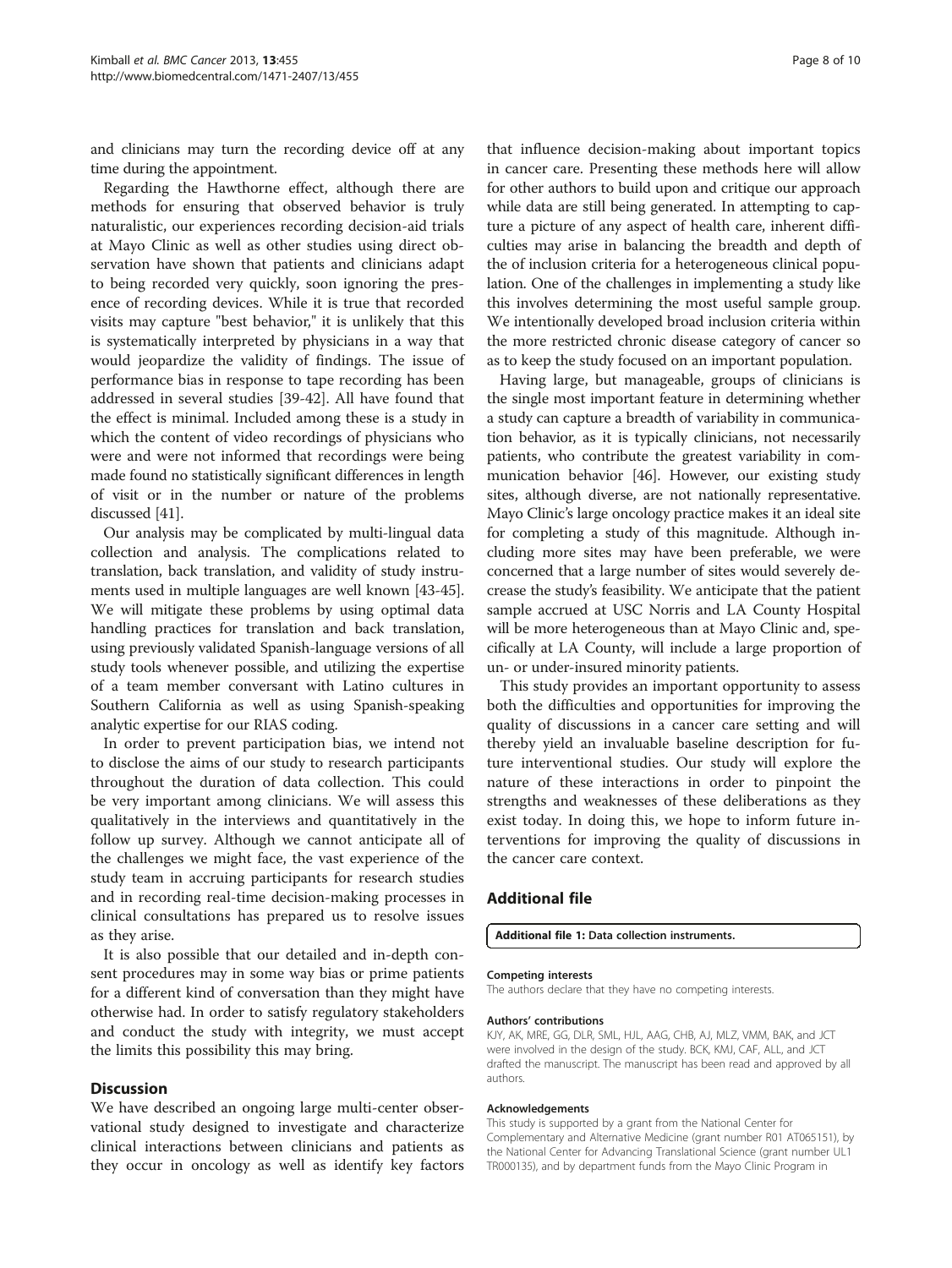and clinicians may turn the recording device off at any time during the appointment.

Regarding the Hawthorne effect, although there are methods for ensuring that observed behavior is truly naturalistic, our experiences recording decision-aid trials at Mayo Clinic as well as other studies using direct observation have shown that patients and clinicians adapt to being recorded very quickly, soon ignoring the presence of recording devices. While it is true that recorded visits may capture "best behavior," it is unlikely that this is systematically interpreted by physicians in a way that would jeopardize the validity of findings. The issue of performance bias in response to tape recording has been addressed in several studies [39-42]. All have found that the effect is minimal. Included among these is a study in which the content of video recordings of physicians who were and were not informed that recordings were being made found no statistically significant differences in length of visit or in the number or nature of the problems discussed [41].

Our analysis may be complicated by multi-lingual data collection and analysis. The complications related to translation, back translation, and validity of study instruments used in multiple languages are well known [43-45]. We will mitigate these problems by using optimal data handling practices for translation and back translation, using previously validated Spanish-language versions of all study tools whenever possible, and utilizing the expertise of a team member conversant with Latino cultures in Southern California as well as using Spanish-speaking analytic expertise for our RIAS coding.

In order to prevent participation bias, we intend not to disclose the aims of our study to research participants throughout the duration of data collection. This could be very important among clinicians. We will assess this qualitatively in the interviews and quantitatively in the follow up survey. Although we cannot anticipate all of the challenges we might face, the vast experience of the study team in accruing participants for research studies and in recording real-time decision-making processes in clinical consultations has prepared us to resolve issues as they arise.

It is also possible that our detailed and in-depth consent procedures may in some way bias or prime patients for a different kind of conversation than they might have otherwise had. In order to satisfy regulatory stakeholders and conduct the study with integrity, we must accept the limits this possibility this may bring.

## Discussion

We have described an ongoing large multi-center observational study designed to investigate and characterize clinical interactions between clinicians and patients as they occur in oncology as well as identify key factors that influence decision-making about important topics in cancer care. Presenting these methods here will allow for other authors to build upon and critique our approach while data are still being generated. In attempting to capture a picture of any aspect of health care, inherent difficulties may arise in balancing the breadth and depth of the of inclusion criteria for a heterogeneous clinical population. One of the challenges in implementing a study like this involves determining the most useful sample group. We intentionally developed broad inclusion criteria within the more restricted chronic disease category of cancer so as to keep the study focused on an important population.

Having large, but manageable, groups of clinicians is the single most important feature in determining whether a study can capture a breadth of variability in communication behavior, as it is typically clinicians, not necessarily patients, who contribute the greatest variability in communication behavior [46]. However, our existing study sites, although diverse, are not nationally representative. Mayo Clinic's large oncology practice makes it an ideal site for completing a study of this magnitude. Although including more sites may have been preferable, we were concerned that a large number of sites would severely decrease the study's feasibility. We anticipate that the patient sample accrued at USC Norris and LA County Hospital will be more heterogeneous than at Mayo Clinic and, specifically at LA County, will include a large proportion of un- or under-insured minority patients.

This study provides an important opportunity to assess both the difficulties and opportunities for improving the quality of discussions in a cancer care setting and will thereby yield an invaluable baseline description for future interventional studies. Our study will explore the nature of these interactions in order to pinpoint the strengths and weaknesses of these deliberations as they exist today. In doing this, we hope to inform future interventions for improving the quality of discussions in the cancer care context.

## Additional file

**Additional file 1:** Data collection instruments.

#### Competing interests

The authors declare that they have no competing interests.

#### Authors' contributions

KJY, AK, MRE, GG, DLR, SML, HJL, AAG, CHB, AJ, MLZ, VMM, BAK, and JCT were involved in the design of the study. BCK, KMJ, CAF, ALL, and JCT drafted the manuscript. The manuscript has been read and approved by all authors.

#### Acknowledgements

This study is supported by a grant from the National Center for Complementary and Alternative Medicine (grant number R01 AT065151), by the National Center for Advancing Translational Science (grant number UL1 TR000135), and by department funds from the Mayo Clinic Program in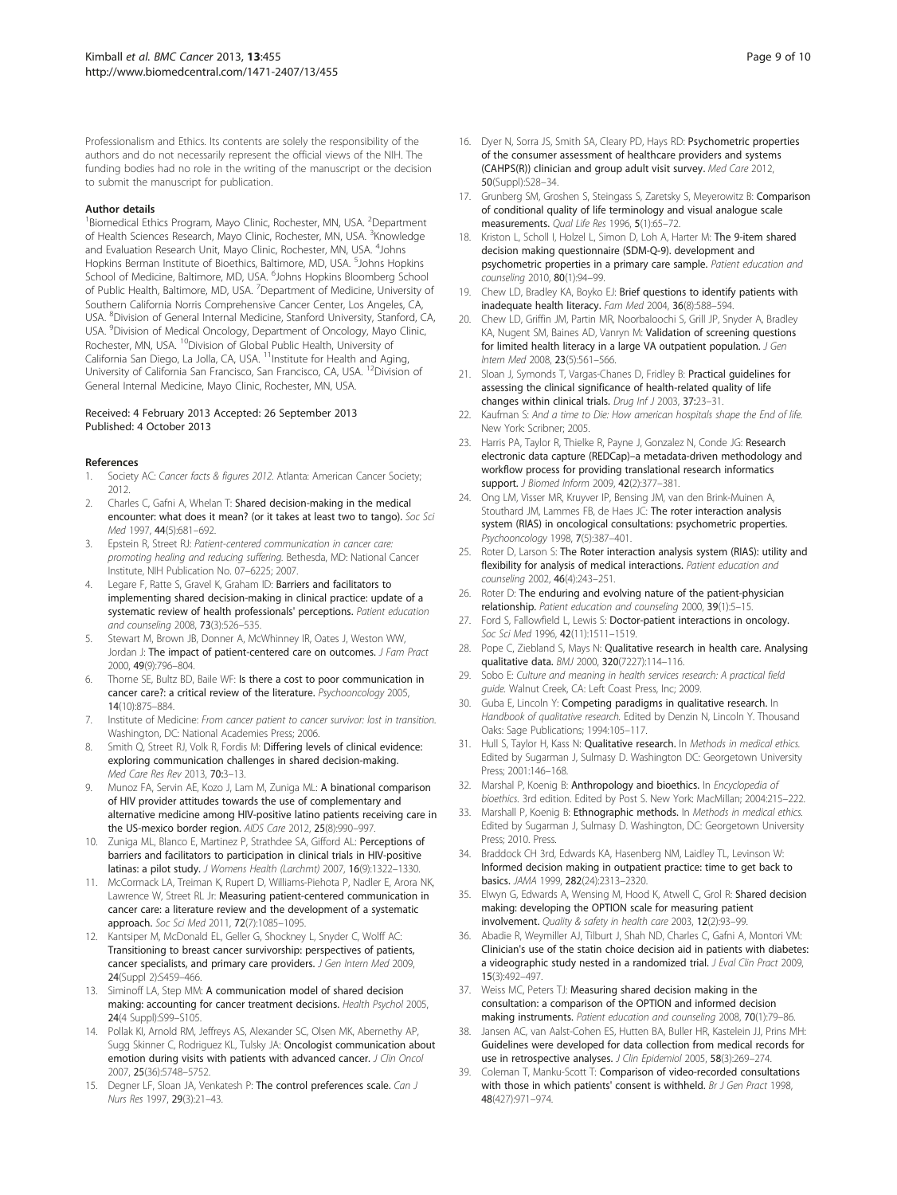Professionalism and Ethics. Its contents are solely the responsibility of the authors and do not necessarily represent the official views of the NIH. The funding bodies had no role in the writing of the manuscript or the decision to submit the manuscript for publication.

#### Author details

[1]Biomedical Ethics Program, Mayo Clinic, Rochester, MN, USA. [2]Department of Health Sciences Research, Mayo Clinic, Rochester, MN, USA. [3]Knowledge and Evaluation Research Unit, Mayo Clinic, Rochester, MN, USA. [4]Johns Hopkins Berman Institute of Bioethics, Baltimore, MD, USA. [5]Johns Hopkins School of Medicine, Baltimore, MD, USA. [6]Johns Hopkins Bloomberg School of Public Health, Baltimore, MD, USA. [7]Department of Medicine, University of Southern California Norris Comprehensive Cancer Center, Los Angeles, CA, USA. [8]Division of General Internal Medicine, Stanford University, Stanford, CA, USA. [9]Division of Medical Oncology, Department of Oncology, Mayo Clinic, Rochester, MN, USA. [10]Division of Global Public Health, University of California San Diego, La Jolla, CA, USA. [11]Institute for Health and Aging, University of California San Francisco, San Francisco, CA, USA. [12]Division of General Internal Medicine, Mayo Clinic, Rochester, MN, USA.

Received: 4 February 2013 Accepted: 26 September 2013
Published: 4 October 2013

#### References

1. Society AC: *Cancer facts & figures 2012*. Atlanta: American Cancer Society; 2012.
2. Charles C, Gafni A, Whelan T: **Shared decision-making in the medical encounter: what does it mean? (or it takes at least two to tango).** *Soc Sci Med* 1997, **44**(5):681–692.
3. Epstein R, Street RJ: *Patient-centered communication in cancer care: promoting healing and reducing suffering*. Bethesda, MD: National Cancer Institute, NIH Publication No. 07–6225; 2007.
4. Legare F, Ratte S, Gravel K, Graham ID: **Barriers and facilitators to implementing shared decision-making in clinical practice: update of a systematic review of health professionals' perceptions.** *Patient education and counseling* 2008, **73**(3):526–535.
5. Stewart M, Brown JB, Donner A, McWhinney IR, Oates J, Weston WW, Jordan J: **The impact of patient-centered care on outcomes.** *J Fam Pract* 2000, **49**(9):796–804.
6. Thorne SE, Bultz BD, Baile WF: **Is there a cost to poor communication in cancer care?: a critical review of the literature.** *Psychooncology* 2005, **14**(10):875–884.
7. Institute of Medicine: *From cancer patient to cancer survivor: lost in transition*. Washington, DC: National Academies Press; 2006.
8. Smith Q, Street RJ, Volk R, Fordis M: **Differing levels of clinical evidence: exploring communication challenges in shared decision-making.** *Med Care Res Rev* 2013, **70:**3–13.
9. Munoz FA, Servin AE, Kozo J, Lam M, Zuniga ML: **A binational comparison of HIV provider attitudes towards the use of complementary and alternative medicine among HIV-positive latino patients receiving care in the US-mexico border region.** *AIDS Care* 2012, **25**(8):990–997.
10. Zuniga ML, Blanco E, Martinez P, Strathdee SA, Gifford AL: **Perceptions of barriers and facilitators to participation in clinical trials in HIV-positive latinas: a pilot study.** *J Womens Health (Larchmt)* 2007, **16**(9):1322–1330.
11. McCormack LA, Treiman K, Rupert D, Williams-Piehota P, Nadler E, Arora NK, Lawrence W, Street RL Jr: **Measuring patient-centered communication in cancer care: a literature review and the development of a systematic approach.** *Soc Sci Med* 2011, **72**(7):1085–1095.
12. Kantsiper M, McDonald EL, Geller G, Shockney L, Snyder C, Wolff AC: **Transitioning to breast cancer survivorship: perspectives of patients, cancer specialists, and primary care providers.** *J Gen Intern Med* 2009, **24**(Suppl 2):S459–466.
13. Siminoff LA, Step MM: **A communication model of shared decision making: accounting for cancer treatment decisions.** *Health Psychol* 2005, **24**(4 Suppl):S99–S105.
14. Pollak KI, Arnold RM, Jeffreys AS, Alexander SC, Olsen MK, Abernethy AP, Sugg Skinner C, Rodriguez KL, Tulsky JA: **Oncologist communication about emotion during visits with patients with advanced cancer.** *J Clin Oncol* 2007, **25**(36):5748–5752.
15. Degner LF, Sloan JA, Venkatesh P: **The control preferences scale.** *Can J Nurs Res* 1997, **29**(3):21–43.
16. Dyer N, Sorra JS, Smith SA, Cleary PD, Hays RD: **Psychometric properties of the consumer assessment of healthcare providers and systems (CAHPS(R)) clinician and group adult visit survey.** *Med Care* 2012, **50**(Suppl):S28–34.
17. Grunberg SM, Groshen S, Steingass S, Zaretsky S, Meyerowitz B: **Comparison of conditional quality of life terminology and visual analogue scale measurements.** *Qual Life Res* 1996, **5**(1):65–72.
18. Kriston L, Scholl I, Holzel L, Simon D, Loh A, Harter M: **The 9-item shared decision making questionnaire (SDM-Q-9). development and psychometric properties in a primary care sample.** *Patient education and counseling* 2010, **80**(1):94–99.
19. Chew LD, Bradley KA, Boyko EJ: **Brief questions to identify patients with inadequate health literacy.** *Fam Med* 2004, **36**(8):588–594.
20. Chew LD, Griffin JM, Partin MR, Noorbaloochi S, Grill JP, Snyder A, Bradley KA, Nugent SM, Baines AD, Vanryn M: **Validation of screening questions for limited health literacy in a large VA outpatient population.** *J Gen Intern Med* 2008, **23**(5):561–566.
21. Sloan J, Symonds T, Vargas-Chanes D, Fridley B: **Practical guidelines for assessing the clinical significance of health-related quality of life changes within clinical trials.** *Drug Inf J* 2003, **37:**23–31.
22. Kaufman S: *And a time to Die: How american hospitals shape the End of life*. New York: Scribner; 2005.
23. Harris PA, Taylor R, Thielke R, Payne J, Gonzalez N, Conde JG: **Research electronic data capture (REDCap)–a metadata-driven methodology and workflow process for providing translational research informatics support.** *J Biomed Inform* 2009, **42**(2):377–381.
24. Ong LM, Visser MR, Kruyver IP, Bensing JM, van den Brink-Muinen A, Stouthard JM, Lammes FB, de Haes JC: **The roter interaction analysis system (RIAS) in oncological consultations: psychometric properties.** *Psychooncology* 1998, **7**(5):387–401.
25. Roter D, Larson S: **The Roter interaction analysis system (RIAS): utility and flexibility for analysis of medical interactions.** *Patient education and counseling* 2002, **46**(4):243–251.
26. Roter D: **The enduring and evolving nature of the patient-physician relationship.** *Patient education and counseling* 2000, **39**(1):5–15.
27. Ford S, Fallowfield L, Lewis S: **Doctor-patient interactions in oncology.** *Soc Sci Med* 1996, **42**(11):1511–1519.
28. Pope C, Ziebland S, Mays N: **Qualitative research in health care. Analysing qualitative data.** *BMJ* 2000, **320**(7227):114–116.
29. Sobo E: *Culture and meaning in health services research: A practical field guide*. Walnut Creek, CA: Left Coast Press, Inc; 2009.
30. Guba E, Lincoln Y: **Competing paradigms in qualitative research.** In *Handbook of qualitative research*. Edited by Denzin N, Lincoln Y. Thousand Oaks: Sage Publications; 1994:105–117.
31. Hull S, Taylor H, Kass N: **Qualitative research.** In *Methods in medical ethics*. Edited by Sugarman J, Sulmasy D. Washington DC: Georgetown University Press; 2001:146–168.
32. Marshal P, Koenig B: **Anthropology and bioethics.** In *Encyclopedia of bioethics*. 3rd edition. Edited by Post S. New York: MacMillan; 2004:215–222.
33. Marshall P, Koenig B: **Ethnographic methods.** In *Methods in medical ethics*. Edited by Sugarman J, Sulmasy D. Washington, DC: Georgetown University Press; 2010. Press.
34. Braddock CH 3rd, Edwards KA, Hasenberg NM, Laidley TL, Levinson W: **Informed decision making in outpatient practice: time to get back to basics.** *JAMA* 1999, **282**(24):2313–2320.
35. Elwyn G, Edwards A, Wensing M, Hood K, Atwell C, Grol R: **Shared decision making: developing the OPTION scale for measuring patient involvement.** *Quality & safety in health care* 2003, **12**(2):93–99.
36. Abadie R, Weymiller AJ, Tilburt J, Shah ND, Charles C, Gafni A, Montori VM: **Clinician's use of the statin choice decision aid in patients with diabetes: a videographic study nested in a randomized trial.** *J Eval Clin Pract* 2009, **15**(3):492–497.
37. Weiss MC, Peters TJ: **Measuring shared decision making in the consultation: a comparison of the OPTION and informed decision making instruments.** *Patient education and counseling* 2008, **70**(1):79–86.
38. Jansen AC, van Aalst-Cohen ES, Hutten BA, Buller HR, Kastelein JJ, Prins MH: **Guidelines were developed for data collection from medical records for use in retrospective analyses.** *J Clin Epidemiol* 2005, **58**(3):269–274.
39. Coleman T, Manku-Scott T: **Comparison of video-recorded consultations with those in which patients' consent is withheld.** *Br J Gen Pract* 1998, **48**(427):971–974.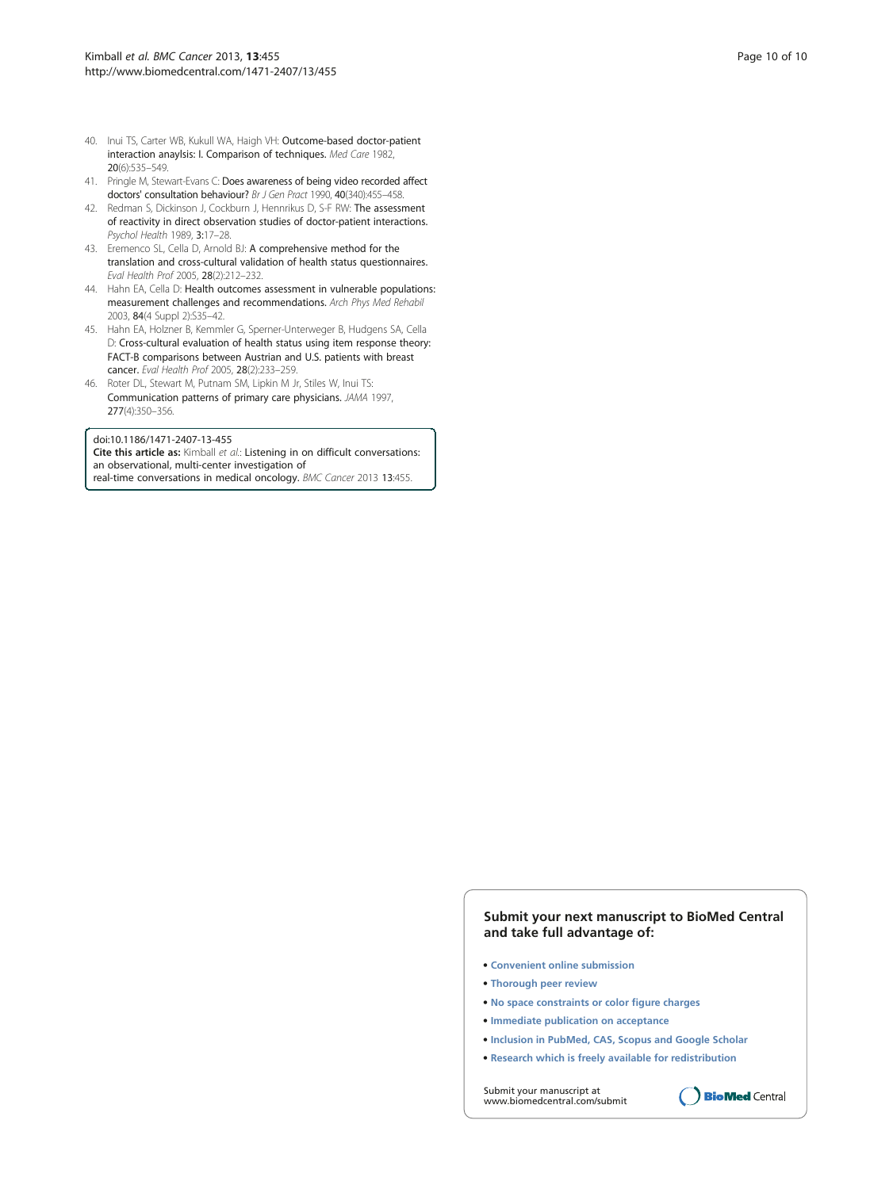40. Inui TS, Carter WB, Kukull WA, Haigh VH: **Outcome-based doctor-patient interaction anaylsis: I. Comparison of techniques.** *Med Care* 1982, **20**(6):535–549.
41. Pringle M, Stewart-Evans C: **Does awareness of being video recorded affect doctors' consultation behaviour?** *Br J Gen Pract* 1990, **40**(340):455–458.
42. Redman S, Dickinson J, Cockburn J, Hennrikus D, S-F RW: **The assessment of reactivity in direct observation studies of doctor-patient interactions.** *Psychol Health* 1989, **3**:17–28.
43. Eremenco SL, Cella D, Arnold BJ: **A comprehensive method for the translation and cross-cultural validation of health status questionnaires.** *Eval Health Prof* 2005, **28**(2):212–232.
44. Hahn EA, Cella D: **Health outcomes assessment in vulnerable populations: measurement challenges and recommendations.** *Arch Phys Med Rehabil* 2003, **84**(4 Suppl 2):S35–42.
45. Hahn EA, Holzner B, Kemmler G, Sperner-Unterweger B, Hudgens SA, Cella D: **Cross-cultural evaluation of health status using item response theory: FACT-B comparisons between Austrian and U.S. patients with breast cancer.** *Eval Health Prof* 2005, **28**(2):233–259.
46. Roter DL, Stewart M, Putnam SM, Lipkin M Jr, Stiles W, Inui TS: **Communication patterns of primary care physicians.** *JAMA* 1997, **277**(4):350–356.

doi:10.1186/1471-2407-13-455
**Cite this article as:** Kimball *et al.*: Listening in on difficult conversations: an observational, multi-center investigation of real-time conversations in medical oncology. *BMC Cancer* 2013 **13**:455.

**Submit your next manuscript to BioMed Central and take full advantage of:**

- **Convenient online submission**
- **Thorough peer review**
- **No space constraints or color figure charges**
- **Immediate publication on acceptance**
- **Inclusion in PubMed, CAS, Scopus and Google Scholar**
- **Research which is freely available for redistribution**

Submit your manuscript at
www.biomedcentral.com/submit

BioMed Central